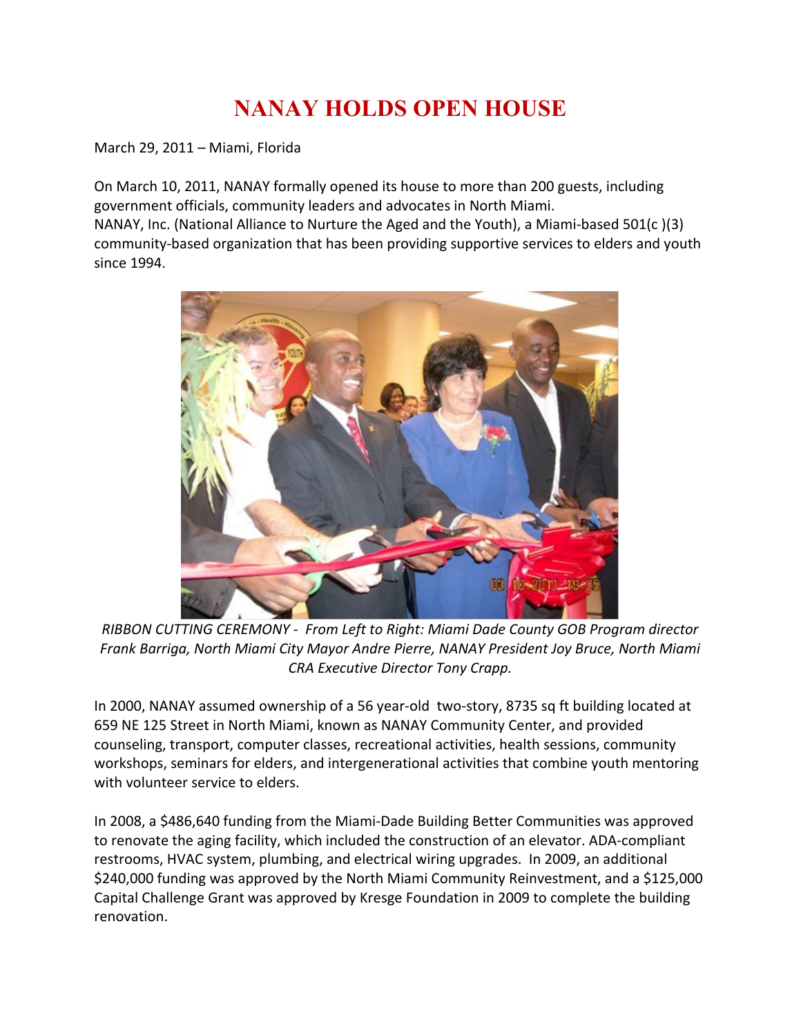# NANAY HOLDS OPEN HOUSE

March 29, 2011 – Miami, Florida

On March 10, 2011, NANAY formally opened its house to more than 200 guests, including government officials, community leaders and advocates in North Miami.
NANAY, Inc. (National Alliance to Nurture the Aged and the Youth), a Miami-based 501(c )(3) community-based organization that has been providing supportive services to elders and youth since 1994.

*RIBBON CUTTING CEREMONY - From Left to Right: Miami Dade County GOB Program director Frank Barriga, North Miami City Mayor Andre Pierre, NANAY President Joy Bruce, North Miami CRA Executive Director Tony Crapp.*

In 2000, NANAY assumed ownership of a 56 year-old two-story, 8735 sq ft building located at 659 NE 125 Street in North Miami, known as NANAY Community Center, and provided counseling, transport, computer classes, recreational activities, health sessions, community workshops, seminars for elders, and intergenerational activities that combine youth mentoring with volunteer service to elders.

In 2008, a $486,640 funding from the Miami-Dade Building Better Communities was approved to renovate the aging facility, which included the construction of an elevator. ADA-compliant restrooms, HVAC system, plumbing, and electrical wiring upgrades. In 2009, an additional $240,000 funding was approved by the North Miami Community Reinvestment, and a $125,000 Capital Challenge Grant was approved by Kresge Foundation in 2009 to complete the building renovation.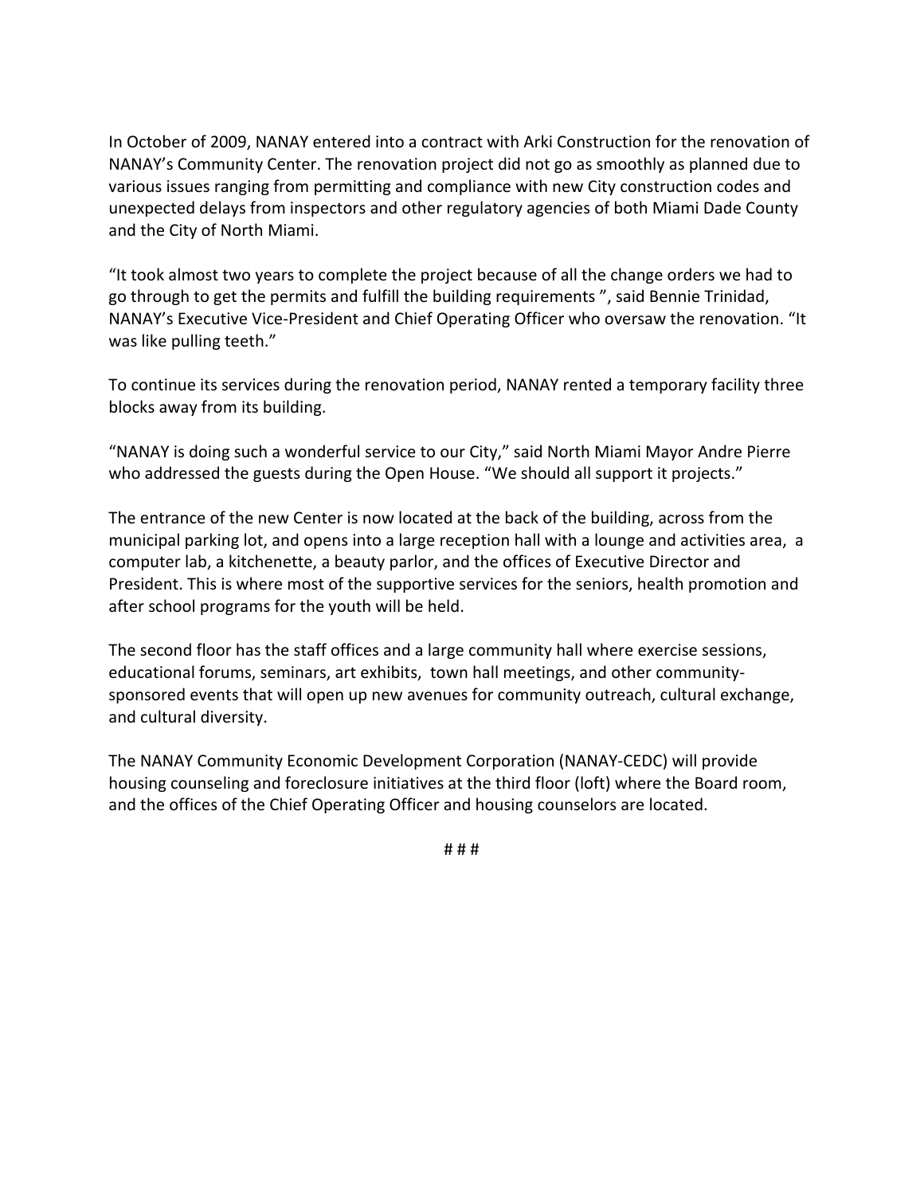In October of 2009, NANAY entered into a contract with Arki Construction for the renovation of NANAY's Community Center. The renovation project did not go as smoothly as planned due to various issues ranging from permitting and compliance with new City construction codes and unexpected delays from inspectors and other regulatory agencies of both Miami Dade County and the City of North Miami.

"It took almost two years to complete the project because of all the change orders we had to go through to get the permits and fulfill the building requirements ", said Bennie Trinidad, NANAY's Executive Vice-President and Chief Operating Officer who oversaw the renovation. "It was like pulling teeth."

To continue its services during the renovation period, NANAY rented a temporary facility three blocks away from its building.

"NANAY is doing such a wonderful service to our City," said North Miami Mayor Andre Pierre who addressed the guests during the Open House. "We should all support it projects."

The entrance of the new Center is now located at the back of the building, across from the municipal parking lot, and opens into a large reception hall with a lounge and activities area, a computer lab, a kitchenette, a beauty parlor, and the offices of Executive Director and President. This is where most of the supportive services for the seniors, health promotion and after school programs for the youth will be held.

The second floor has the staff offices and a large community hall where exercise sessions, educational forums, seminars, art exhibits, town hall meetings, and other community-sponsored events that will open up new avenues for community outreach, cultural exchange, and cultural diversity.

The NANAY Community Economic Development Corporation (NANAY-CEDC) will provide housing counseling and foreclosure initiatives at the third floor (loft) where the Board room, and the offices of the Chief Operating Officer and housing counselors are located.

# # #